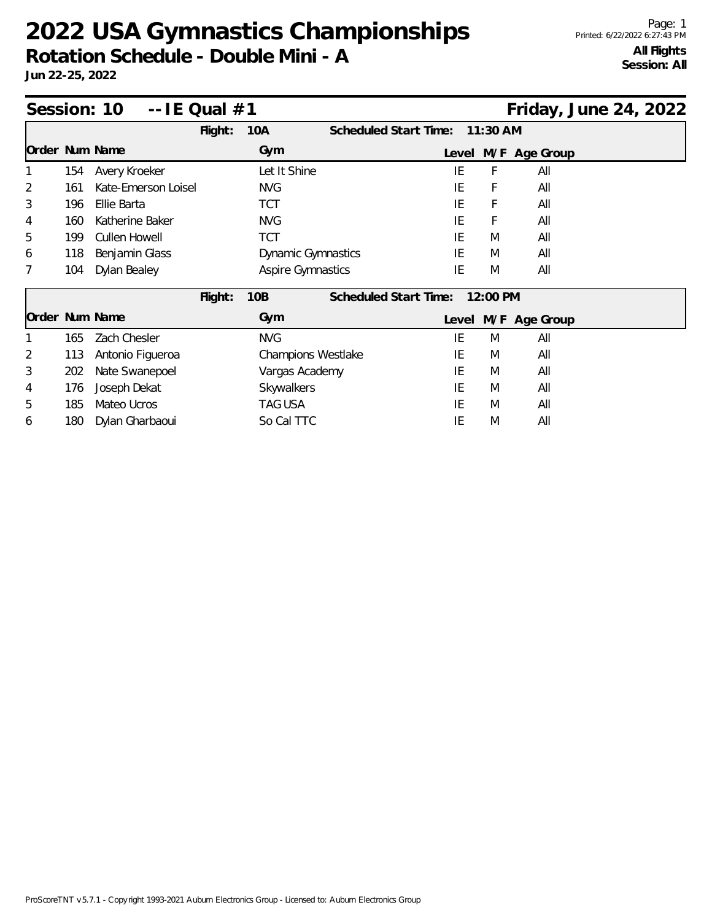# 2022 USA Gymnastics Championships

## Rotation Schedule - Double Mini - A

**Jun 22-25, 2022**

Printed: 6/22/2022 6:27:43 PM

**All Flights**
**Session: All**

## Session: 10 -- IE Qual #1 — Friday, June 24, 2022

**Flight: 10A** — Scheduled Start Time: 11:30 AM

| Order | Num | Name | Gym | Level | M/F | Age Group |
|---|---|---|---|---|---|---|
| 1 | 154 | Avery Kroeker | Let It Shine | IE | F | All |
| 2 | 161 | Kate-Emerson Loisel | NVG | IE | F | All |
| 3 | 196 | Ellie Barta | TCT | IE | F | All |
| 4 | 160 | Katherine Baker | NVG | IE | F | All |
| 5 | 199 | Cullen Howell | TCT | IE | M | All |
| 6 | 118 | Benjamin Glass | Dynamic Gymnastics | IE | M | All |
| 7 | 104 | Dylan Bealey | Aspire Gymnastics | IE | M | All |

**Flight: 10B** — Scheduled Start Time: 12:00 PM

| Order | Num | Name | Gym | Level | M/F | Age Group |
|---|---|---|---|---|---|---|
| 1 | 165 | Zach Chesler | NVG | IE | M | All |
| 2 | 113 | Antonio Figueroa | Champions Westlake | IE | M | All |
| 3 | 202 | Nate Swanepoel | Vargas Academy | IE | M | All |
| 4 | 176 | Joseph Dekat | Skywalkers | IE | M | All |
| 5 | 185 | Mateo Ucros | TAG USA | IE | M | All |
| 6 | 180 | Dylan Gharbaoui | So Cal TTC | IE | M | All |

ProScoreTNT v5.7.1 - Copyright 1993-2021 Auburn Electronics Group - Licensed to: Auburn Electronics Group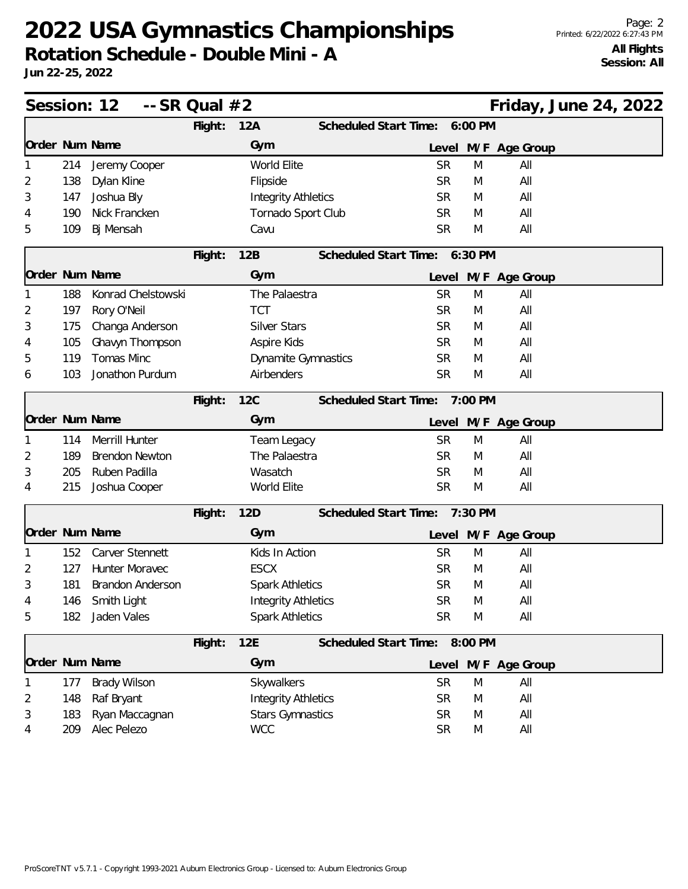# 2022 USA Gymnastics Championships

**Rotation Schedule - Double Mini - A**

**Jun 22-25, 2022**

Printed: 6/22/2022 6:27:43 PM

**All Flights**
**Session: All**

## Session: 12 -- SR Qual #2 — Friday, June 24, 2022

### Flight: 12A — Scheduled Start Time: 6:00 PM

| Order | Num | Name | Gym | Level | M/F | Age Group |
|---|---|---|---|---|---|---|
| 1 | 214 | Jeremy Cooper | World Elite | SR | M | All |
| 2 | 138 | Dylan Kline | Flipside | SR | M | All |
| 3 | 147 | Joshua Bly | Integrity Athletics | SR | M | All |
| 4 | 190 | Nick Francken | Tornado Sport Club | SR | M | All |
| 5 | 109 | Bj Mensah | Cavu | SR | M | All |

### Flight: 12B — Scheduled Start Time: 6:30 PM

| Order | Num | Name | Gym | Level | M/F | Age Group |
|---|---|---|---|---|---|---|
| 1 | 188 | Konrad Chelstowski | The Palaestra | SR | M | All |
| 2 | 197 | Rory O'Neil | TCT | SR | M | All |
| 3 | 175 | Changa Anderson | Silver Stars | SR | M | All |
| 4 | 105 | Ghavyn Thompson | Aspire Kids | SR | M | All |
| 5 | 119 | Tomas Minc | Dynamite Gymnastics | SR | M | All |
| 6 | 103 | Jonathon Purdum | Airbenders | SR | M | All |

### Flight: 12C — Scheduled Start Time: 7:00 PM

| Order | Num | Name | Gym | Level | M/F | Age Group |
|---|---|---|---|---|---|---|
| 1 | 114 | Merrill Hunter | Team Legacy | SR | M | All |
| 2 | 189 | Brendon Newton | The Palaestra | SR | M | All |
| 3 | 205 | Ruben Padilla | Wasatch | SR | M | All |
| 4 | 215 | Joshua Cooper | World Elite | SR | M | All |

### Flight: 12D — Scheduled Start Time: 7:30 PM

| Order | Num | Name | Gym | Level | M/F | Age Group |
|---|---|---|---|---|---|---|
| 1 | 152 | Carver Stennett | Kids In Action | SR | M | All |
| 2 | 127 | Hunter Moravec | ESCX | SR | M | All |
| 3 | 181 | Brandon Anderson | Spark Athletics | SR | M | All |
| 4 | 146 | Smith Light | Integrity Athletics | SR | M | All |
| 5 | 182 | Jaden Vales | Spark Athletics | SR | M | All |

### Flight: 12E — Scheduled Start Time: 8:00 PM

| Order | Num | Name | Gym | Level | M/F | Age Group |
|---|---|---|---|---|---|---|
| 1 | 177 | Brady Wilson | Skywalkers | SR | M | All |
| 2 | 148 | Raf Bryant | Integrity Athletics | SR | M | All |
| 3 | 183 | Ryan Maccagnan | Stars Gymnastics | SR | M | All |
| 4 | 209 | Alec Pelezo | WCC | SR | M | All |

ProScoreTNT v5.7.1 - Copyright 1993-2021 Auburn Electronics Group - Licensed to: Auburn Electronics Group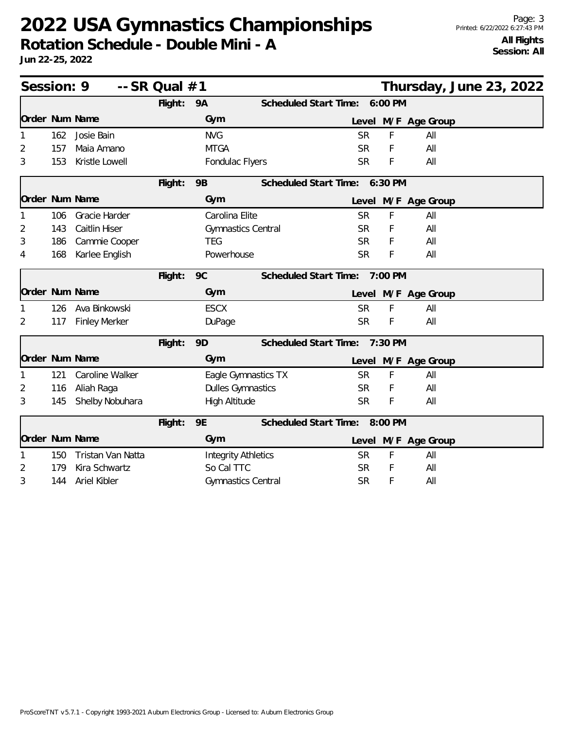# 2022 USA Gymnastics Championships

**Rotation Schedule - Double Mini - A**

**Jun 22-25, 2022**

Printed: 6/22/2022 6:27:43 PM

**All Flights**
**Session: All**

## Session: 9 -- SR Qual #1 — Thursday, June 23, 2022

**Flight: 9A — Scheduled Start Time: 6:00 PM**

| Order | Num | Name | Gym | Level | M/F | Age Group |
|---|---|---|---|---|---|---|
| 1 | 162 | Josie Bain | NVG | SR | F | All |
| 2 | 157 | Maia Amano | MTGA | SR | F | All |
| 3 | 153 | Kristle Lowell | Fondulac Flyers | SR | F | All |

**Flight: 9B — Scheduled Start Time: 6:30 PM**

| Order | Num | Name | Gym | Level | M/F | Age Group |
|---|---|---|---|---|---|---|
| 1 | 106 | Gracie Harder | Carolina Elite | SR | F | All |
| 2 | 143 | Caitlin Hiser | Gymnastics Central | SR | F | All |
| 3 | 186 | Cammie Cooper | TEG | SR | F | All |
| 4 | 168 | Karlee English | Powerhouse | SR | F | All |

**Flight: 9C — Scheduled Start Time: 7:00 PM**

| Order | Num | Name | Gym | Level | M/F | Age Group |
|---|---|---|---|---|---|---|
| 1 | 126 | Ava Binkowski | ESCX | SR | F | All |
| 2 | 117 | Finley Merker | DuPage | SR | F | All |

**Flight: 9D — Scheduled Start Time: 7:30 PM**

| Order | Num | Name | Gym | Level | M/F | Age Group |
|---|---|---|---|---|---|---|
| 1 | 121 | Caroline Walker | Eagle Gymnastics TX | SR | F | All |
| 2 | 116 | Aliah Raga | Dulles Gymnastics | SR | F | All |
| 3 | 145 | Shelby Nobuhara | High Altitude | SR | F | All |

**Flight: 9E — Scheduled Start Time: 8:00 PM**

| Order | Num | Name | Gym | Level | M/F | Age Group |
|---|---|---|---|---|---|---|
| 1 | 150 | Tristan Van Natta | Integrity Athletics | SR | F | All |
| 2 | 179 | Kira Schwartz | So Cal TTC | SR | F | All |
| 3 | 144 | Ariel Kibler | Gymnastics Central | SR | F | All |

ProScoreTNT v5.7.1 - Copyright 1993-2021 Auburn Electronics Group - Licensed to: Auburn Electronics Group